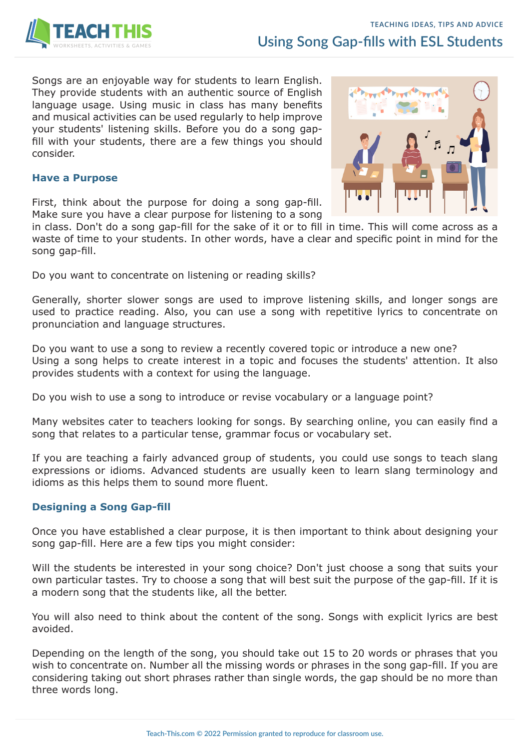# Using Song Gap-fills with ESL Students

Songs are an enjoyable way for students to learn English. They provide students with an authentic source of English language usage. Using music in class has many benefits and musical activities can be used regularly to help improve your students' listening skills. Before you do a song gap-fill with your students, there are a few things you should consider.

## Have a Purpose

First, think about the purpose for doing a song gap-fill. Make sure you have a clear purpose for listening to a song in class. Don't do a song gap-fill for the sake of it or to fill in time. This will come across as a waste of time to your students. In other words, have a clear and specific point in mind for the song gap-fill.

Do you want to concentrate on listening or reading skills?

Generally, shorter slower songs are used to improve listening skills, and longer songs are used to practice reading. Also, you can use a song with repetitive lyrics to concentrate on pronunciation and language structures.

Do you want to use a song to review a recently covered topic or introduce a new one?
Using a song helps to create interest in a topic and focuses the students' attention. It also provides students with a context for using the language.

Do you wish to use a song to introduce or revise vocabulary or a language point?

Many websites cater to teachers looking for songs. By searching online, you can easily find a song that relates to a particular tense, grammar focus or vocabulary set.

If you are teaching a fairly advanced group of students, you could use songs to teach slang expressions or idioms. Advanced students are usually keen to learn slang terminology and idioms as this helps them to sound more fluent.

## Designing a Song Gap-fill

Once you have established a clear purpose, it is then important to think about designing your song gap-fill. Here are a few tips you might consider:

Will the students be interested in your song choice? Don't just choose a song that suits your own particular tastes. Try to choose a song that will best suit the purpose of the gap-fill. If it is a modern song that the students like, all the better.

You will also need to think about the content of the song. Songs with explicit lyrics are best avoided.

Depending on the length of the song, you should take out 15 to 20 words or phrases that you wish to concentrate on. Number all the missing words or phrases in the song gap-fill. If you are considering taking out short phrases rather than single words, the gap should be no more than three words long.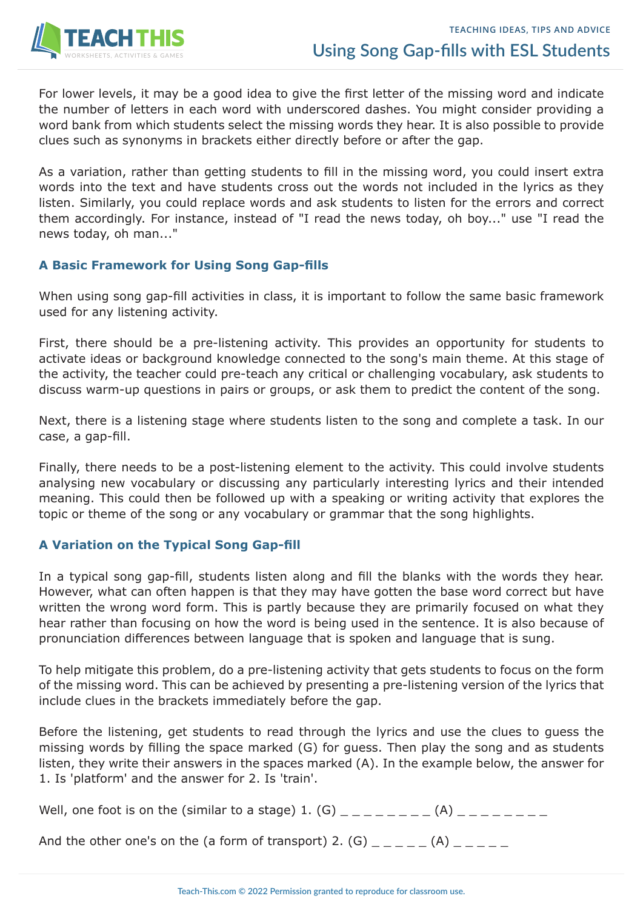For lower levels, it may be a good idea to give the first letter of the missing word and indicate the number of letters in each word with underscored dashes. You might consider providing a word bank from which students select the missing words they hear. It is also possible to provide clues such as synonyms in brackets either directly before or after the gap.

As a variation, rather than getting students to fill in the missing word, you could insert extra words into the text and have students cross out the words not included in the lyrics as they listen. Similarly, you could replace words and ask students to listen for the errors and correct them accordingly. For instance, instead of "I read the news today, oh boy..." use "I read the news today, oh man..."

### A Basic Framework for Using Song Gap-fills

When using song gap-fill activities in class, it is important to follow the same basic framework used for any listening activity.

First, there should be a pre-listening activity. This provides an opportunity for students to activate ideas or background knowledge connected to the song's main theme. At this stage of the activity, the teacher could pre-teach any critical or challenging vocabulary, ask students to discuss warm-up questions in pairs or groups, or ask them to predict the content of the song.

Next, there is a listening stage where students listen to the song and complete a task. In our case, a gap-fill.

Finally, there needs to be a post-listening element to the activity. This could involve students analysing new vocabulary or discussing any particularly interesting lyrics and their intended meaning. This could then be followed up with a speaking or writing activity that explores the topic or theme of the song or any vocabulary or grammar that the song highlights.

### A Variation on the Typical Song Gap-fill

In a typical song gap-fill, students listen along and fill the blanks with the words they hear. However, what can often happen is that they may have gotten the base word correct but have written the wrong word form. This is partly because they are primarily focused on what they hear rather than focusing on how the word is being used in the sentence. It is also because of pronunciation differences between language that is spoken and language that is sung.

To help mitigate this problem, do a pre-listening activity that gets students to focus on the form of the missing word. This can be achieved by presenting a pre-listening version of the lyrics that include clues in the brackets immediately before the gap.

Before the listening, get students to read through the lyrics and use the clues to guess the missing words by filling the space marked (G) for guess. Then play the song and as students listen, they write their answers in the spaces marked (A). In the example below, the answer for 1. Is 'platform' and the answer for 2. Is 'train'.

Well, one foot is on the (similar to a stage) 1. (G) _ _ _ _ _ _ _ _ (A) _ _ _ _ _ _ _ _

And the other one's on the (a form of transport) 2. (G) _ _ _ _ _ (A) _ _ _ _ _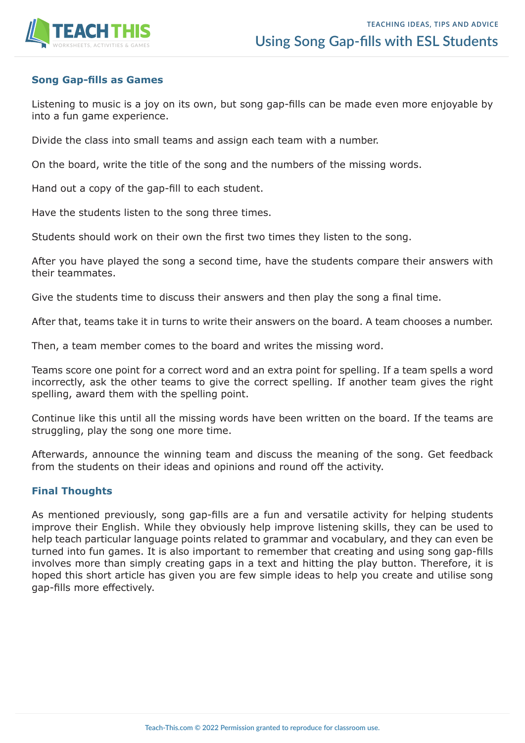## Song Gap-fills as Games

Listening to music is a joy on its own, but song gap-fills can be made even more enjoyable by into a fun game experience.

Divide the class into small teams and assign each team with a number.

On the board, write the title of the song and the numbers of the missing words.

Hand out a copy of the gap-fill to each student.

Have the students listen to the song three times.

Students should work on their own the first two times they listen to the song.

After you have played the song a second time, have the students compare their answers with their teammates.

Give the students time to discuss their answers and then play the song a final time.

After that, teams take it in turns to write their answers on the board. A team chooses a number.

Then, a team member comes to the board and writes the missing word.

Teams score one point for a correct word and an extra point for spelling. If a team spells a word incorrectly, ask the other teams to give the correct spelling. If another team gives the right spelling, award them with the spelling point.

Continue like this until all the missing words have been written on the board. If the teams are struggling, play the song one more time.

Afterwards, announce the winning team and discuss the meaning of the song. Get feedback from the students on their ideas and opinions and round off the activity.

## Final Thoughts

As mentioned previously, song gap-fills are a fun and versatile activity for helping students improve their English. While they obviously help improve listening skills, they can be used to help teach particular language points related to grammar and vocabulary, and they can even be turned into fun games. It is also important to remember that creating and using song gap-fills involves more than simply creating gaps in a text and hitting the play button. Therefore, it is hoped this short article has given you are few simple ideas to help you create and utilise song gap-fills more effectively.